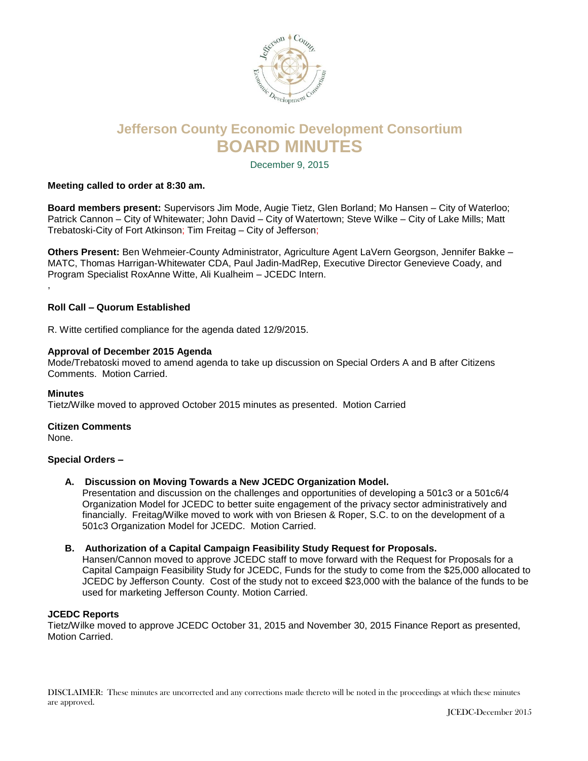# Jefferson County Economic Development Consortium

# BOARD MINUTES

December 9, 2015

**Meeting called to order at 8:30 am.**

**Board members present:** Supervisors Jim Mode, Augie Tietz, Glen Borland; Mo Hansen – City of Waterloo; Patrick Cannon – City of Whitewater; John David – City of Watertown; Steve Wilke – City of Lake Mills; Matt Trebatoski-City of Fort Atkinson; Tim Freitag – City of Jefferson;

**Others Present:** Ben Wehmeier-County Administrator, Agriculture Agent LaVern Georgson, Jennifer Bakke – MATC, Thomas Harrigan-Whitewater CDA, Paul Jadin-MadRep, Executive Director Genevieve Coady, and Program Specialist RoxAnne Witte, Ali Kualheim – JCEDC Intern.

,

**Roll Call – Quorum Established**

R. Witte certified compliance for the agenda dated 12/9/2015.

**Approval of December 2015 Agenda**

Mode/Trebatoski moved to amend agenda to take up discussion on Special Orders A and B after Citizens Comments. Motion Carried.

**Minutes**

Tietz/Wilke moved to approved October 2015 minutes as presented. Motion Carried

**Citizen Comments**

None.

**Special Orders –**

**A. Discussion on Moving Towards a New JCEDC Organization Model.**

Presentation and discussion on the challenges and opportunities of developing a 501c3 or a 501c6/4 Organization Model for JCEDC to better suite engagement of the privacy sector administratively and financially. Freitag/Wilke moved to work with von Briesen & Roper, S.C. to on the development of a 501c3 Organization Model for JCEDC. Motion Carried.

**B. Authorization of a Capital Campaign Feasibility Study Request for Proposals.**

Hansen/Cannon moved to approve JCEDC staff to move forward with the Request for Proposals for a Capital Campaign Feasibility Study for JCEDC, Funds for the study to come from the $25,000 allocated to JCEDC by Jefferson County. Cost of the study not to exceed $23,000 with the balance of the funds to be used for marketing Jefferson County. Motion Carried.

**JCEDC Reports**

Tietz/Wilke moved to approve JCEDC October 31, 2015 and November 30, 2015 Finance Report as presented, Motion Carried.

DISCLAIMER: These minutes are uncorrected and any corrections made thereto will be noted in the proceedings at which these minutes are approved.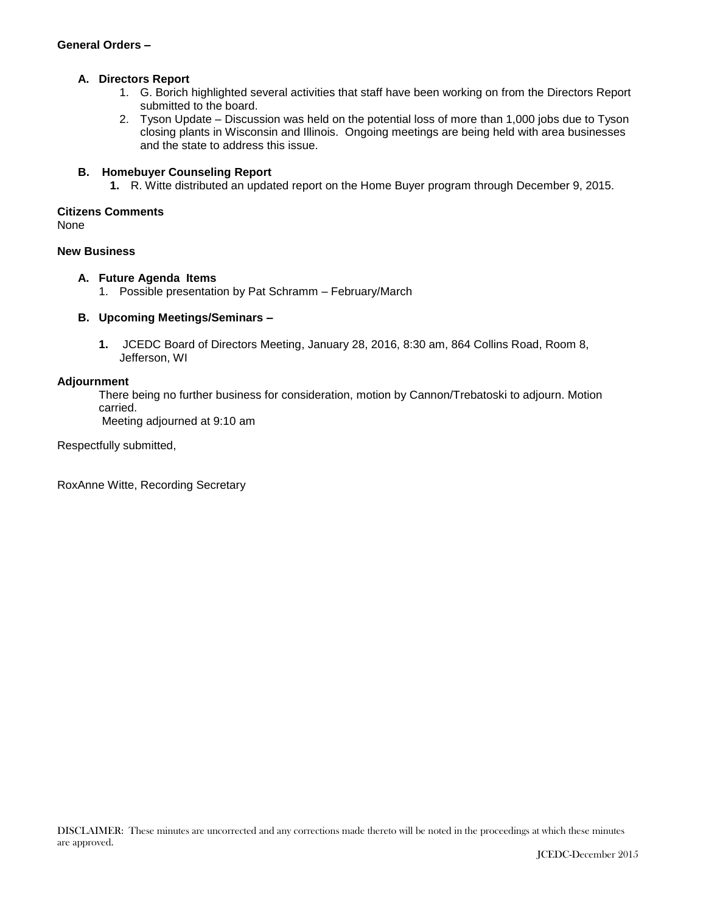**General Orders –**

**A. Directors Report**

1. G. Borich highlighted several activities that staff have been working on from the Directors Report submitted to the board.
2. Tyson Update – Discussion was held on the potential loss of more than 1,000 jobs due to Tyson closing plants in Wisconsin and Illinois. Ongoing meetings are being held with area businesses and the state to address this issue.

**B. Homebuyer Counseling Report**

1. R. Witte distributed an updated report on the Home Buyer program through December 9, 2015.

**Citizens Comments**

None

**New Business**

**A. Future Agenda Items**

1. Possible presentation by Pat Schramm – February/March

**B. Upcoming Meetings/Seminars –**

1. JCEDC Board of Directors Meeting, January 28, 2016, 8:30 am, 864 Collins Road, Room 8, Jefferson, WI

**Adjournment**

There being no further business for consideration, motion by Cannon/Trebatoski to adjourn. Motion carried.

Meeting adjourned at 9:10 am

Respectfully submitted,

RoxAnne Witte, Recording Secretary

DISCLAIMER: These minutes are uncorrected and any corrections made thereto will be noted in the proceedings at which these minutes are approved.